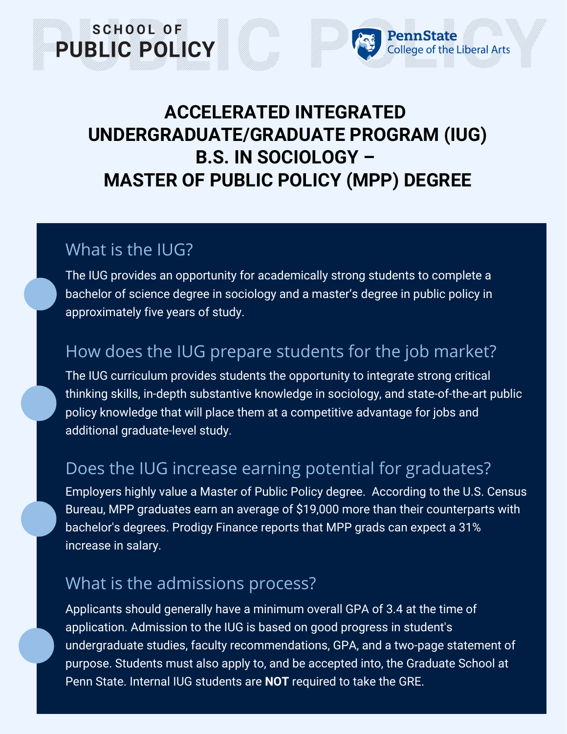SCHOOL OF
PUBLIC POLICY

PennState
College of the Liberal Arts

# ACCELERATED INTEGRATED UNDERGRADUATE/GRADUATE PROGRAM (IUG) B.S. IN SOCIOLOGY – MASTER OF PUBLIC POLICY (MPP) DEGREE

## What is the IUG?

The IUG provides an opportunity for academically strong students to complete a bachelor of science degree in sociology and a master's degree in public policy in approximately five years of study.

## How does the IUG prepare students for the job market?

The IUG curriculum provides students the opportunity to integrate strong critical thinking skills, in-depth substantive knowledge in sociology, and state-of-the-art public policy knowledge that will place them at a competitive advantage for jobs and additional graduate-level study.

## Does the IUG increase earning potential for graduates?

Employers highly value a Master of Public Policy degree. According to the U.S. Census Bureau, MPP graduates earn an average of $19,000 more than their counterparts with bachelor's degrees. Prodigy Finance reports that MPP grads can expect a 31% increase in salary.

## What is the admissions process?

Applicants should generally have a minimum overall GPA of 3.4 at the time of application. Admission to the IUG is based on good progress in student's undergraduate studies, faculty recommendations, GPA, and a two-page statement of purpose. Students must also apply to, and be accepted into, the Graduate School at Penn State. Internal IUG students are **NOT** required to take the GRE.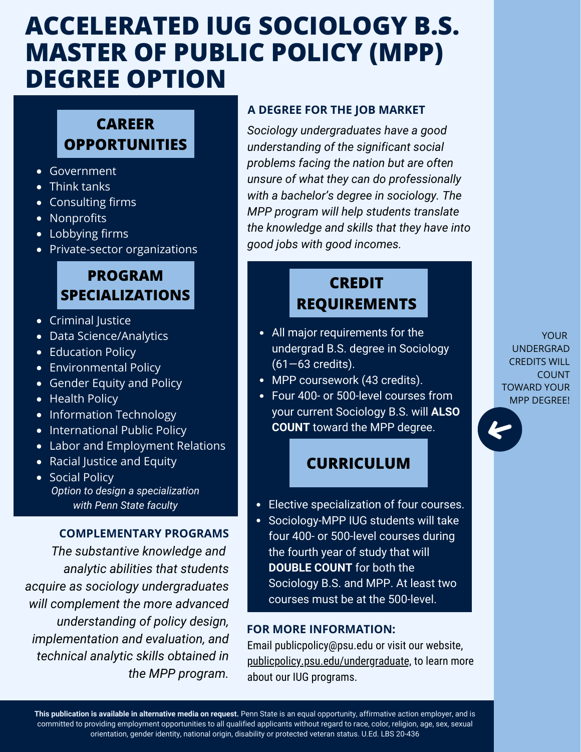# ACCELERATED IUG SOCIOLOGY B.S. MASTER OF PUBLIC POLICY (MPP) DEGREE OPTION

## CAREER OPPORTUNITIES

- Government
- Think tanks
- Consulting firms
- Nonprofits
- Lobbying firms
- Private-sector organizations

## PROGRAM SPECIALIZATIONS

- Criminal Justice
- Data Science/Analytics
- Education Policy
- Environmental Policy
- Gender Equity and Policy
- Health Policy
- Information Technology
- International Public Policy
- Labor and Employment Relations
- Racial Justice and Equity
- Social Policy

*Option to design a specialization with Penn State faculty*

### COMPLEMENTARY PROGRAMS

*The substantive knowledge and analytic abilities that students acquire as sociology undergraduates will complement the more advanced understanding of policy design, implementation and evaluation, and technical analytic skills obtained in the MPP program.*

### A DEGREE FOR THE JOB MARKET

*Sociology undergraduates have a good understanding of the significant social problems facing the nation but are often unsure of what they can do professionally with a bachelor's degree in sociology. The MPP program will help students translate the knowledge and skills that they have into good jobs with good incomes.*

## CREDIT REQUIREMENTS

- All major requirements for the undergrad B.S. degree in Sociology (61—63 credits).
- MPP coursework (43 credits).
- Four 400- or 500-level courses from your current Sociology B.S. will **ALSO COUNT** toward the MPP degree.

YOUR UNDERGRAD CREDITS WILL COUNT TOWARD YOUR MPP DEGREE!

## CURRICULUM

- Elective specialization of four courses.
- Sociology-MPP IUG students will take four 400- or 500-level courses during the fourth year of study that will **DOUBLE COUNT** for both the Sociology B.S. and MPP. At least two courses must be at the 500-level.

### FOR MORE INFORMATION:

Email publicpolicy@psu.edu or visit our website, publicpolicy.psu.edu/undergraduate, to learn more about our IUG programs.

**This publication is available in alternative media on request.** Penn State is an equal opportunity, affirmative action employer, and is committed to providing employment opportunities to all qualified applicants without regard to race, color, religion, age, sex, sexual orientation, gender identity, national origin, disability or protected veteran status. U.Ed. LBS 20-436